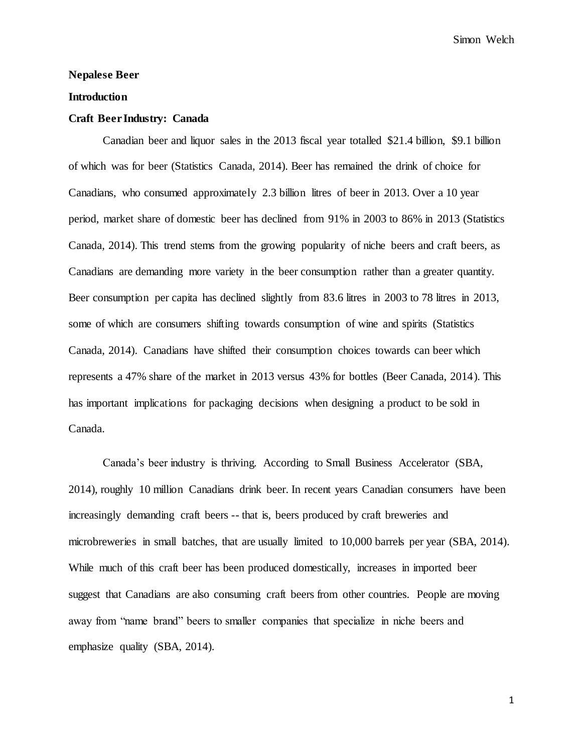**Nepalese Beer**

**Introduction**

**Craft Beer Industry: Canada**

Canadian beer and liquor sales in the 2013 fiscal year totalled $21.4 billion, $9.1 billion of which was for beer (Statistics Canada, 2014). Beer has remained the drink of choice for Canadians, who consumed approximately 2.3 billion litres of beer in 2013. Over a 10 year period, market share of domestic beer has declined from 91% in 2003 to 86% in 2013 (Statistics Canada, 2014). This trend stems from the growing popularity of niche beers and craft beers, as Canadians are demanding more variety in the beer consumption rather than a greater quantity. Beer consumption per capita has declined slightly from 83.6 litres in 2003 to 78 litres in 2013, some of which are consumers shifting towards consumption of wine and spirits (Statistics Canada, 2014). Canadians have shifted their consumption choices towards can beer which represents a 47% share of the market in 2013 versus 43% for bottles (Beer Canada, 2014). This has important implications for packaging decisions when designing a product to be sold in Canada.

Canada's beer industry is thriving. According to Small Business Accelerator (SBA, 2014), roughly 10 million Canadians drink beer. In recent years Canadian consumers have been increasingly demanding craft beers -- that is, beers produced by craft breweries and microbreweries in small batches, that are usually limited to 10,000 barrels per year (SBA, 2014). While much of this craft beer has been produced domestically, increases in imported beer suggest that Canadians are also consuming craft beers from other countries. People are moving away from "name brand" beers to smaller companies that specialize in niche beers and emphasize quality (SBA, 2014).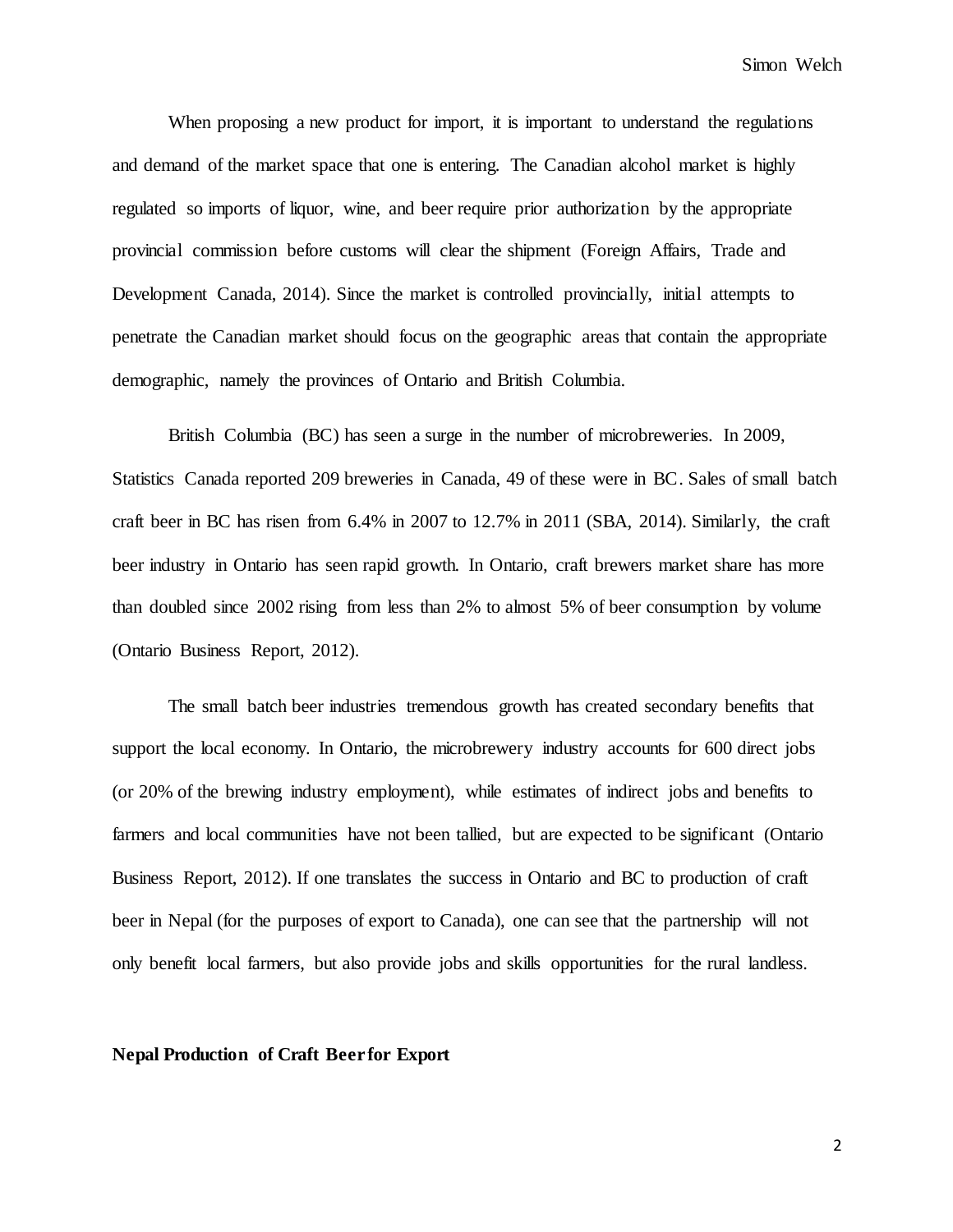When proposing a new product for import, it is important to understand the regulations and demand of the market space that one is entering. The Canadian alcohol market is highly regulated so imports of liquor, wine, and beer require prior authorization by the appropriate provincial commission before customs will clear the shipment (Foreign Affairs, Trade and Development Canada, 2014). Since the market is controlled provincially, initial attempts to penetrate the Canadian market should focus on the geographic areas that contain the appropriate demographic, namely the provinces of Ontario and British Columbia.

British Columbia (BC) has seen a surge in the number of microbreweries. In 2009, Statistics Canada reported 209 breweries in Canada, 49 of these were in BC. Sales of small batch craft beer in BC has risen from 6.4% in 2007 to 12.7% in 2011 (SBA, 2014). Similarly, the craft beer industry in Ontario has seen rapid growth. In Ontario, craft brewers market share has more than doubled since 2002 rising from less than 2% to almost 5% of beer consumption by volume (Ontario Business Report, 2012).

The small batch beer industries tremendous growth has created secondary benefits that support the local economy. In Ontario, the microbrewery industry accounts for 600 direct jobs (or 20% of the brewing industry employment), while estimates of indirect jobs and benefits to farmers and local communities have not been tallied, but are expected to be significant (Ontario Business Report, 2012). If one translates the success in Ontario and BC to production of craft beer in Nepal (for the purposes of export to Canada), one can see that the partnership will not only benefit local farmers, but also provide jobs and skills opportunities for the rural landless.

**Nepal Production of Craft Beer for Export**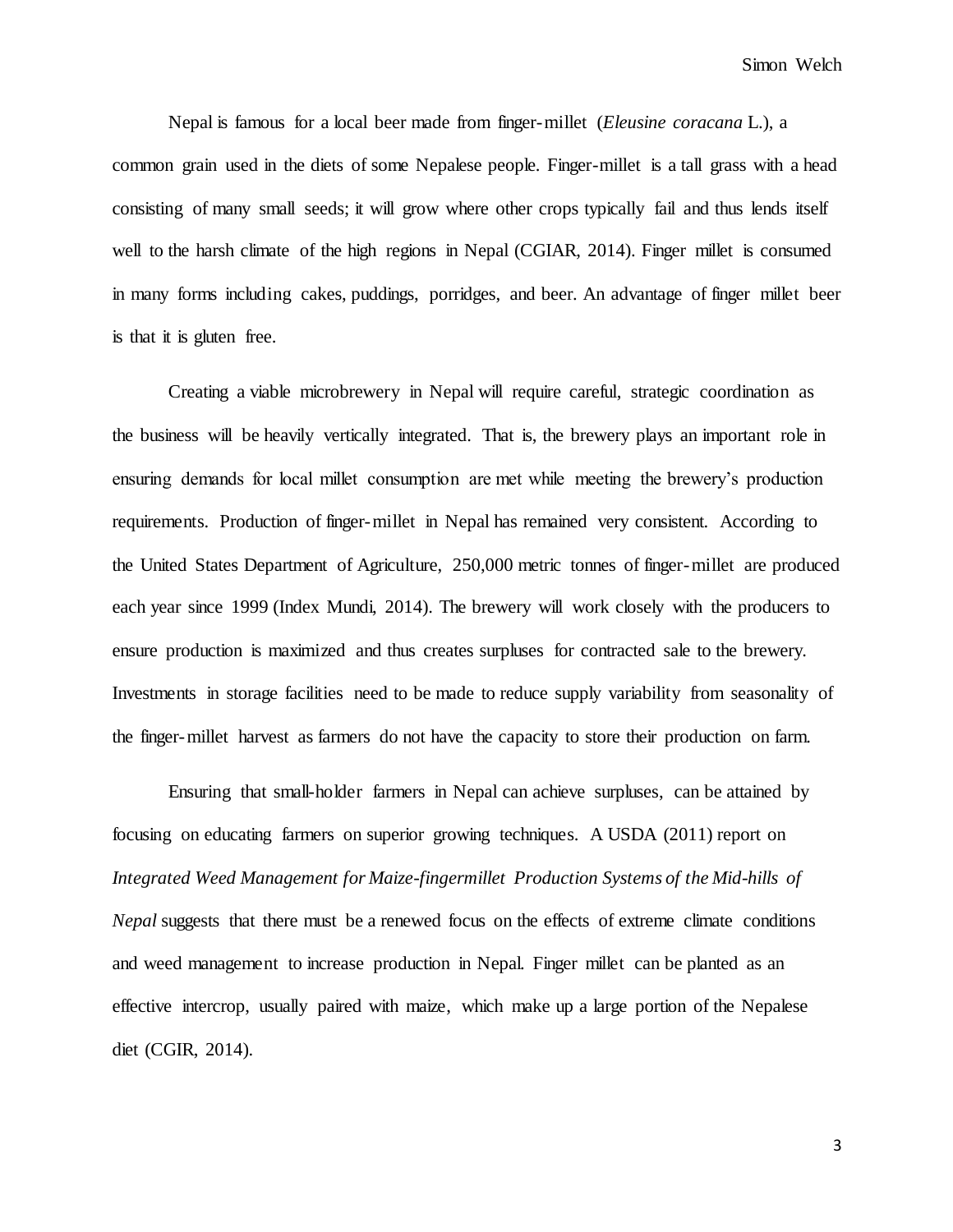Nepal is famous for a local beer made from finger-millet (*Eleusine coracana* L.), a common grain used in the diets of some Nepalese people. Finger-millet is a tall grass with a head consisting of many small seeds; it will grow where other crops typically fail and thus lends itself well to the harsh climate of the high regions in Nepal (CGIAR, 2014). Finger millet is consumed in many forms including cakes, puddings, porridges, and beer. An advantage of finger millet beer is that it is gluten free.

Creating a viable microbrewery in Nepal will require careful, strategic coordination as the business will be heavily vertically integrated. That is, the brewery plays an important role in ensuring demands for local millet consumption are met while meeting the brewery's production requirements. Production of finger-millet in Nepal has remained very consistent. According to the United States Department of Agriculture, 250,000 metric tonnes of finger-millet are produced each year since 1999 (Index Mundi, 2014). The brewery will work closely with the producers to ensure production is maximized and thus creates surpluses for contracted sale to the brewery. Investments in storage facilities need to be made to reduce supply variability from seasonality of the finger-millet harvest as farmers do not have the capacity to store their production on farm.

Ensuring that small-holder farmers in Nepal can achieve surpluses, can be attained by focusing on educating farmers on superior growing techniques. A USDA (2011) report on *Integrated Weed Management for Maize-fingermillet Production Systems of the Mid-hills of Nepal* suggests that there must be a renewed focus on the effects of extreme climate conditions and weed management to increase production in Nepal. Finger millet can be planted as an effective intercrop, usually paired with maize, which make up a large portion of the Nepalese diet (CGIR, 2014).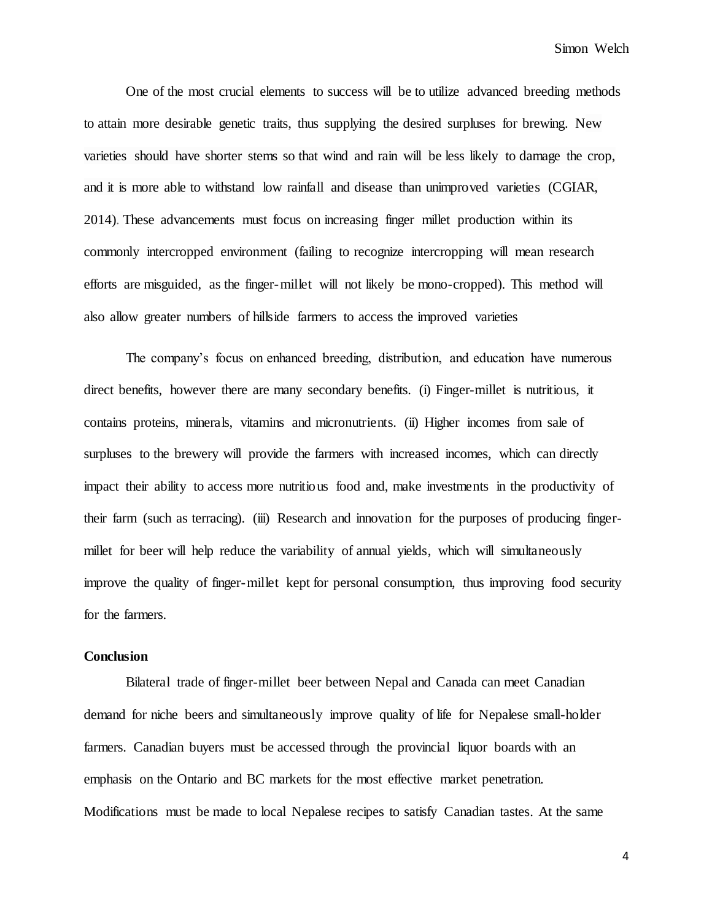One of the most crucial elements to success will be to utilize advanced breeding methods to attain more desirable genetic traits, thus supplying the desired surpluses for brewing. New varieties should have shorter stems so that wind and rain will be less likely to damage the crop, and it is more able to withstand low rainfall and disease than unimproved varieties (CGIAR, 2014). These advancements must focus on increasing finger millet production within its commonly intercropped environment (failing to recognize intercropping will mean research efforts are misguided, as the finger-millet will not likely be mono-cropped). This method will also allow greater numbers of hillside farmers to access the improved varieties

The company's focus on enhanced breeding, distribution, and education have numerous direct benefits, however there are many secondary benefits. (i) Finger-millet is nutritious, it contains proteins, minerals, vitamins and micronutrients. (ii) Higher incomes from sale of surpluses to the brewery will provide the farmers with increased incomes, which can directly impact their ability to access more nutritious food and, make investments in the productivity of their farm (such as terracing). (iii) Research and innovation for the purposes of producing finger-millet for beer will help reduce the variability of annual yields, which will simultaneously improve the quality of finger-millet kept for personal consumption, thus improving food security for the farmers.

**Conclusion**

Bilateral trade of finger-millet beer between Nepal and Canada can meet Canadian demand for niche beers and simultaneously improve quality of life for Nepalese small-holder farmers. Canadian buyers must be accessed through the provincial liquor boards with an emphasis on the Ontario and BC markets for the most effective market penetration. Modifications must be made to local Nepalese recipes to satisfy Canadian tastes. At the same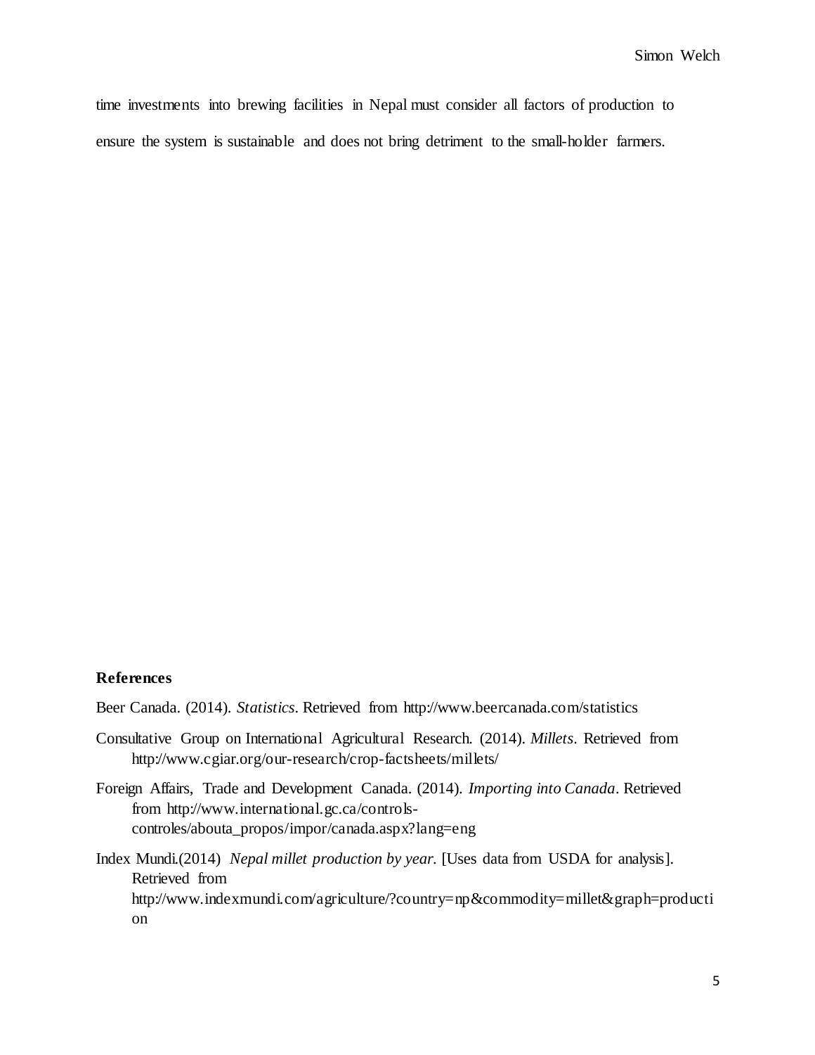time investments into brewing facilities in Nepal must consider all factors of production to ensure the system is sustainable and does not bring detriment to the small-holder farmers.

**References**

Beer Canada. (2014). *Statistics*. Retrieved from http://www.beercanada.com/statistics

Consultative Group on International Agricultural Research. (2014). *Millets*. Retrieved from http://www.cgiar.org/our-research/crop-factsheets/millets/

Foreign Affairs, Trade and Development Canada. (2014). *Importing into Canada*. Retrieved from http://www.international.gc.ca/controls-controles/abouta_propos/impor/canada.aspx?lang=eng

Index Mundi.(2014) *Nepal millet production by year*. [Uses data from USDA for analysis]. Retrieved from http://www.indexmundi.com/agriculture/?country=np&commodity=millet&graph=production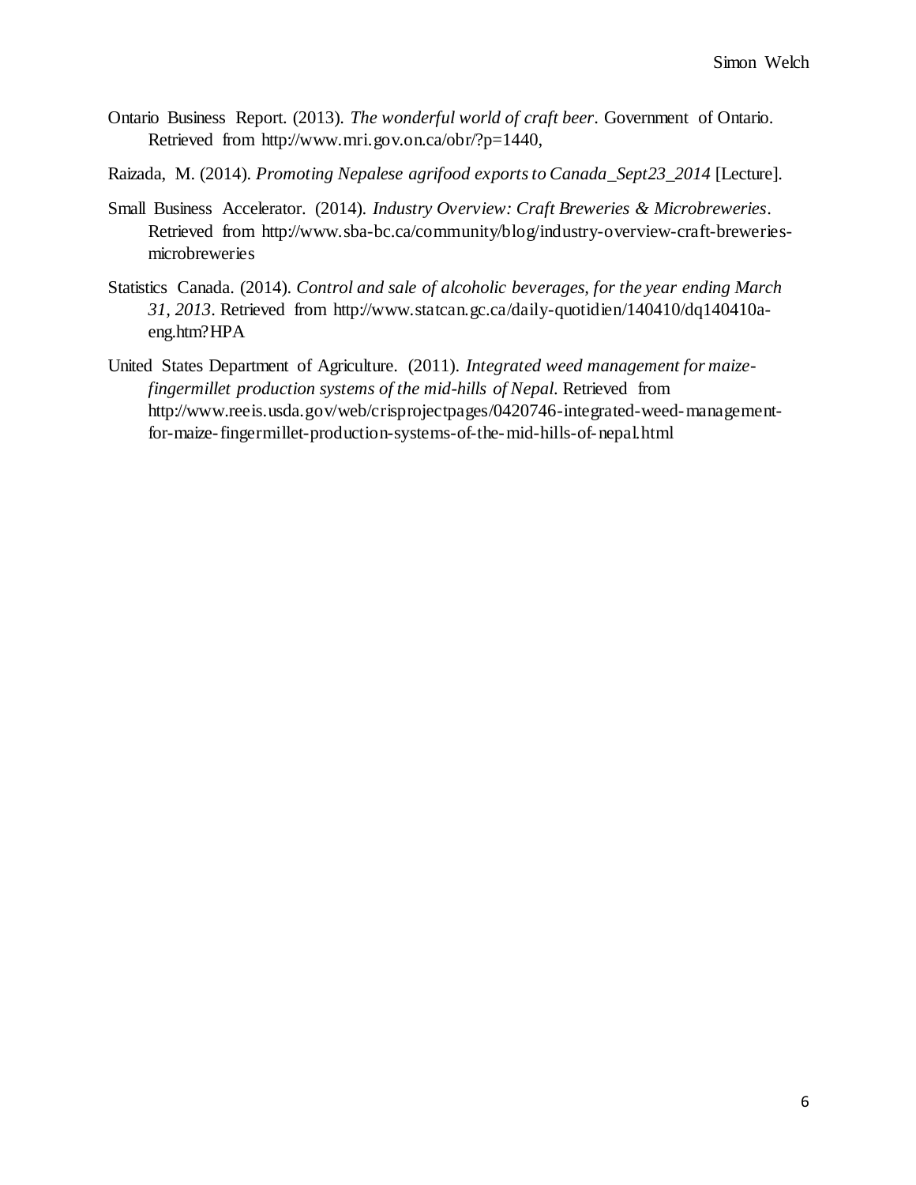Ontario Business Report. (2013). *The wonderful world of craft beer*. Government of Ontario. Retrieved from http://www.mri.gov.on.ca/obr/?p=1440,

Raizada, M. (2014). *Promoting Nepalese agrifood exports to Canada_Sept23_2014* [Lecture].

Small Business Accelerator. (2014). *Industry Overview: Craft Breweries & Microbreweries*. Retrieved from http://www.sba-bc.ca/community/blog/industry-overview-craft-breweries-microbreweries

Statistics Canada. (2014). *Control and sale of alcoholic beverages, for the year ending March 31, 2013*. Retrieved from http://www.statcan.gc.ca/daily-quotidien/140410/dq140410a-eng.htm?HPA

United States Department of Agriculture. (2011). *Integrated weed management for maize-fingermillet production systems of the mid-hills of Nepal*. Retrieved from http://www.reeis.usda.gov/web/crisprojectpages/0420746-integrated-weed-management-for-maize-fingermillet-production-systems-of-the-mid-hills-of-nepal.html